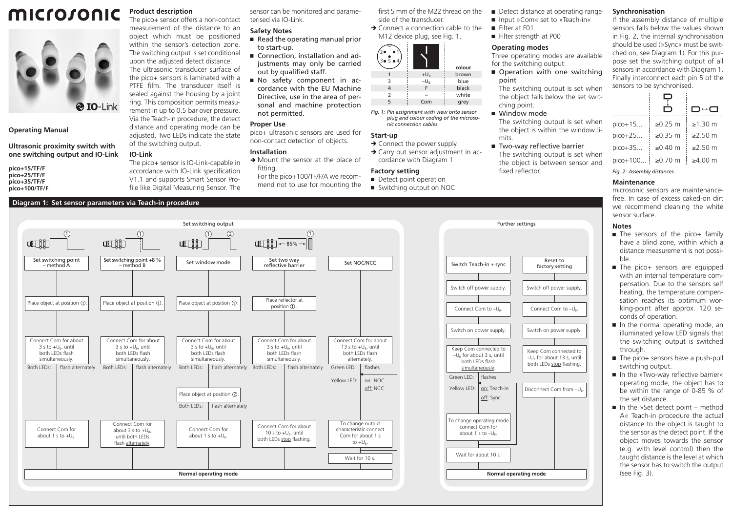# microsonic

**Operating Manual**

**Ultrasonic proximity switch with one switching output and IO-Link**

**pico+15/TF/F**
**pico+25/TF/F**
**pico+35/TF/F**
**pico+100/TF/F**

## Product description

The pico+ sensor offers a non-contact measurement of the distance to an object which must be positioned within the sensor's detection zone. The switching output is set conditional upon the adjusted detect distance.

The ultrasonic transducer surface of the pico+ sensors is laminated with a PTFE film. The transducer itself is sealed against the housing by a joint ring. This composition permits measurement in up to 0.5 bar over pressure.

Via the Teach-in procedure, the detect distance and operating mode can be adjusted. Two LEDs indicate the state of the switching output.

## IO-Link

The pico+ sensor is IO-Link-capable in accordance with IO-Link specification V1.1 and supports Smart Sensor Profile like Digital Measuring Sensor. The sensor can be monitored and parameterised via IO-Link.

## Safety Notes

- Read the operating manual prior to start-up.
- Connection, installation and adjustments may only be carried out by qualified staff.
- No safety component in accordance with the EU Machine Directive, use in the area of personal and machine protection not permitted.

## Proper Use

pico+ ultrasonic sensors are used for non-contact detection of objects.

## Installation

→ Mount the sensor at the place of fitting.
For the pico+100/TF/F/A we recommend not to use for mounting the first 5 mm of the M22 thread on the side of the transducer.

→ Connect a connection cable to the M12 device plug, see Fig. 1.

| | | colour |
|---|---|---|
| 1 | $+U_B$ | brown |
| 3 | $-U_B$ | blue |
| 4 | F | black |
| 2 | – | white |
| 5 | Com | grey |

*Fig. 1: Pin assignment with view onto sensor plug and colour coding of the microsonic connection cables*

## Start-up

→ Connect the power supply.
→ Carry out sensor adjustment in accordance with Diagram 1.

## Factory setting

- Detect point operation
- Switching output on NOC
- Detect distance at operating range
- Input »Com« set to »Teach-in«
- Filter at F01
- Filter strength at P00

## Operating modes

Three operating modes are available for the switching output:

- Operation with one switching point
  The switching output is set when the object falls below the set switching point.
- Window mode
  The switching output is set when the object is within the window limits.
- Two-way reflective barrier
  The switching output is set when the object is between sensor and fixed reflector.

## Synchronisation

If the assembly distance of multiple sensors falls below the values shown in Fig. 2, the internal synchronisation should be used (»Sync« must be switched on, see Diagram 1). For this purpose set the switching output of all sensors in accordance with Diagram 1. Finally interconnect each pin 5 of the sensors to be synchronised.

| | | |
|---|---|---|
| pico+15... | ≥0.25 m | ≥1.30 m |
| pico+25... | ≥0.35 m | ≥2.50 m |
| pico+35... | ≥0.40 m | ≥2.50 m |
| pico+100... | ≥0.70 m | ≥4.00 m |

*Fig. 2: Assembly distances.*

## Maintenance

microsonic sensors are maintenance-free. In case of excess caked-on dirt we recommend cleaning the white sensor surface.

## Notes

- The sensors of the pico+ family have a blind zone, within which a distance measurement is not possible.
- The pico+ sensors are equipped with an internal temperature compensation. Due to the sensors self heating, the temperature compensation reaches its optimum working-point after approx. 120 seconds of operation.
- In the normal operating mode, an illuminated yellow LED signals that the switching output is switched through.
- The pico+ sensors have a push-pull switching output.
- In the »Two-way reflective barrier« operating mode, the object has to be within the range of 0-85 % of the set distance.
- In the »Set detect point – method A« Teach-in procedure the actual distance to the object is taught to the sensor as the detect point. If the object moves towards the sensor (e.g. with level control) then the taught distance is the level at which the sensor has to switch the output (see Fig. 3).

## Diagram 1: Set sensor parameters via Teach-in procedure

### Set switching output

**Set switching point – method A**
1. Place object at position ①.
2. Connect Com for about 3 s to $+U_B$, until both LEDs flash simultaneously.
   Both LEDs: flash alternately
3. Connect Com for about 1 s to $+U_B$.
4. Normal operating mode

**Set switching point +8 % – method B**
1. Place object at position ①.
2. Connect Com for about 3 s to $+U_B$, until both LEDs flash simultaneously.
   Both LEDs: flash alternately
3. Connect Com for about 3 s to $+U_B$, until both LEDs flash alternately.
4. Normal operating mode

**Set window mode**
1. Place object at position ①.
2. Connect Com for about 3 s to $+U_B$, until both LEDs flash simultaneously.
   Both LEDs: flash alternately
3. Place object at position ②.
   Both LEDs: flash alternately
4. Connect Com for about 1 s to $+U_B$.
5. Normal operating mode

**Set two way reflective barrier** (85 %)
1. Place reflector at position ①.
2. Connect Com for about 3 s to $+U_B$, until both LEDs flash simultaneously.
   Both LEDs: flash alternately
3. Connect Com for about 10 s to $+U_B$, until both LEDs stop flashing.
4. Normal operating mode

**Set NOC/NCC**
1. Connect Com for about 13 s to $+U_B$, until both LEDs flash alternately.
   Green LED: flashes
   Yellow LED: on: NOC / off: NCC
2. To change output characteristic connect Com for about 1 s to $+U_B$.
3. Wait for 10 s.
4. Normal operating mode

### Further settings

**Switch Teach-in + sync**
1. Switch off power supply.
2. Connect Com to $-U_B$.
3. Switch on power supply.
4. Keep Com connected to $-U_B$ for about 3 s, until both LEDs flash simultaneously.
   Green LED: flashes
   Yellow LED: on: Teach-in / off: Sync
5. To change operating mode connect Com for about 1 s to $-U_B$.
6. Wait for about 10 s.
7. Normal operating mode

**Reset to factory setting**
1. Switch off power supply.
2. Connect Com to $-U_B$.
3. Switch on power supply.
4. Keep Com connected to $-U_B$ for about 13 s, until both LEDs stop flashing.
5. Disconnect Com from $-U_B$.
6. Normal operating mode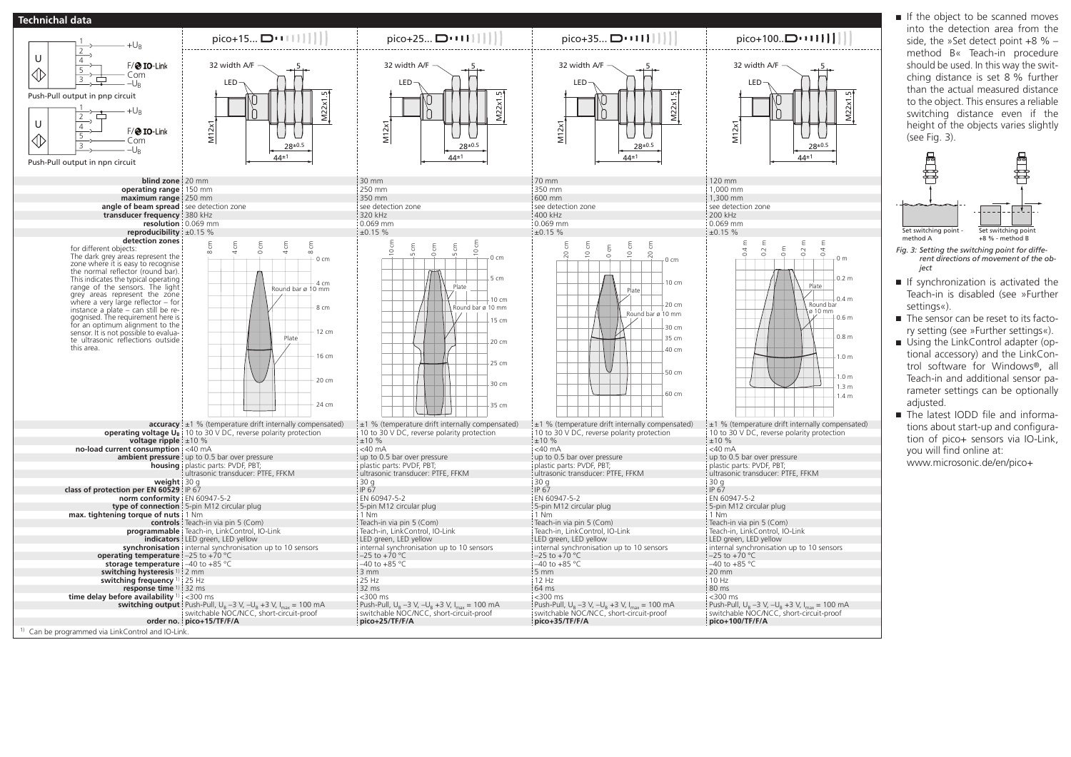## Technichal data

Push-Pull output in pnp circuit

Push-Pull output in npn circuit

| | pico+15... | pico+25... | pico+35... | pico+100... |
|---|---|---|---|---|
| **blind zone** | 20 mm | 30 mm | 70 mm | 120 mm |
| **operating range** | 150 mm | 250 mm | 350 mm | 1,000 mm |
| **maximum range** | 250 mm | 350 mm | 600 mm | 1,300 mm |
| **angle of beam spread** | see detection zone | see detection zone | see detection zone | see detection zone |
| **transducer frequency** | 380 kHz | 320 kHz | 400 kHz | 200 kHz |
| **resolution** | 0.069 mm | 0.069 mm | 0.069 mm | 0.069 mm |
| **reproducibility** | ±0.15 % | ±0.15 % | ±0.15 % | ±0.15 % |
| **detection zones** for different objects: The dark grey areas represent the zone where it is easy to recognise the normal reflector (round bar). This indicates the typical operating range of the sensors. The light grey areas represent the zone where a very large reflector – for instance a plate – can still be recognised. The requirement here is for an optimum alignment to the sensor. It is not possible to evaluate ultrasonic reflections outside this area. | | | | |
| **accuracy** | ±1 % (temperature drift internally compensated) | ±1 % (temperature drift internally compensated) | ±1 % (temperature drift internally compensated) | ±1 % (temperature drift internally compensated) |
| **operating voltage $U_B$** | 10 to 30 V DC, reverse polarity protection | 10 to 30 V DC, reverse polarity protection | 10 to 30 V DC, reverse polarity protection | 10 to 30 V DC, reverse polarity protection |
| **voltage ripple** | ±10 % | ±10 % | ±10 % | ±10 % |
| **no-load current consumption** | <40 mA | <40 mA | <40 mA | <40 mA |
| **ambient pressure** | up to 0.5 bar over pressure | up to 0.5 bar over pressure | up to 0.5 bar over pressure | up to 0.5 bar over pressure |
| **housing** | plastic parts: PVDF, PBT; ultrasonic transducer: PTFE, FFKM | plastic parts: PVDF, PBT; ultrasonic transducer: PTFE, FFKM | plastic parts: PVDF, PBT; ultrasonic transducer: PTFE, FFKM | plastic parts: PVDF, PBT; ultrasonic transducer: PTFE, FFKM |
| **weight** | 30 g | 30 g | 30 g | 30 g |
| **class of protection per EN 60529** | IP 67 | IP 67 | IP 67 | IP 67 |
| **norm conformity** | EN 60947-5-2 | EN 60947-5-2 | EN 60947-5-2 | EN 60947-5-2 |
| **type of connection** | 5-pin M12 circular plug | 5-pin M12 circular plug | 5-pin M12 circular plug | 5-pin M12 circular plug |
| **max. tightening torque of nuts** | 1 Nm | 1 Nm | 1 Nm | 1 Nm |
| **controls** | Teach-in via pin 5 (Com) | Teach-in via pin 5 (Com) | Teach-in via pin 5 (Com) | Teach-in via pin 5 (Com) |
| **programmable** | Teach-in, LinkControl, IO-Link | Teach-in, LinkControl, IO-Link | Teach-in, LinkControl, IO-Link | Teach-in, LinkControl, IO-Link |
| **indicators** | LED green, LED yellow | LED green, LED yellow | LED green, LED yellow | LED green, LED yellow |
| **synchronisation** | internal synchronisation up to 10 sensors | internal synchronisation up to 10 sensors | internal synchronisation up to 10 sensors | internal synchronisation up to 10 sensors |
| **operating temperature** | –25 to +70 °C | –25 to +70 °C | –25 to +70 °C | –25 to +70 °C |
| **storage temperature** | –40 to +85 °C | –40 to +85 °C | –40 to +85 °C | –40 to +85 °C |
| **switching hysteresis** [1] | 2 mm | 3 mm | 5 mm | 20 mm |
| **switching frequency** [1] | 25 Hz | 25 Hz | 12 Hz | 10 Hz |
| **response time** [1] | 32 ms | 32 ms | 64 ms | 80 ms |
| **time delay before availability** [1] | <300 ms | <300 ms | <300 ms | <300 ms |
| **switching output** | Push-Pull, $U_B$ –3 V, $-U_B$ +3 V, $I_{max}$ = 100 mA switchable NOC/NCC, short-circuit-proof | Push-Pull, $U_B$ –3 V, $-U_B$ +3 V, $I_{max}$ = 100 mA switchable NOC/NCC, short-circuit-proof | Push-Pull, $U_B$ –3 V, $-U_B$ +3 V, $I_{max}$ = 100 mA switchable NOC/NCC, short-circuit-proof | Push-Pull, $U_B$ –3 V, $-U_B$ +3 V, $I_{max}$ = 100 mA switchable NOC/NCC, short-circuit-proof |
| **order no.** | **pico+15/TF/F/A** | **pico+25/TF/F/A** | **pico+35/TF/F/A** | **pico+100/TF/F/A** |

[1] Can be programmed via LinkControl and IO-Link.

- If the object to be scanned moves into the detection area from the side, the »Set detect point +8 % – method B« Teach-in procedure should be used. In this way the switching distance is set 8 % further than the actual measured distance to the object. This ensures a reliable switching distance even if the height of the objects varies slightly (see Fig. 3).

Set switching point - method A | Set switching point +8 % - method B

*Fig. 3: Setting the switching point for different directions of movement of the object*

- If synchronization is activated the Teach-in is disabled (see »Further settings«).
- The sensor can be reset to its factory setting (see »Further settings«).
- Using the LinkControl adapter (optional accessory) and the LinkControl software for Windows®, all Teach-in and additional sensor parameter settings can be optionally adjusted.
- The latest IODD file and informations about start-up and configuration of pico+ sensors via IO-Link, you will find online at: www.microsonic.de/en/pico+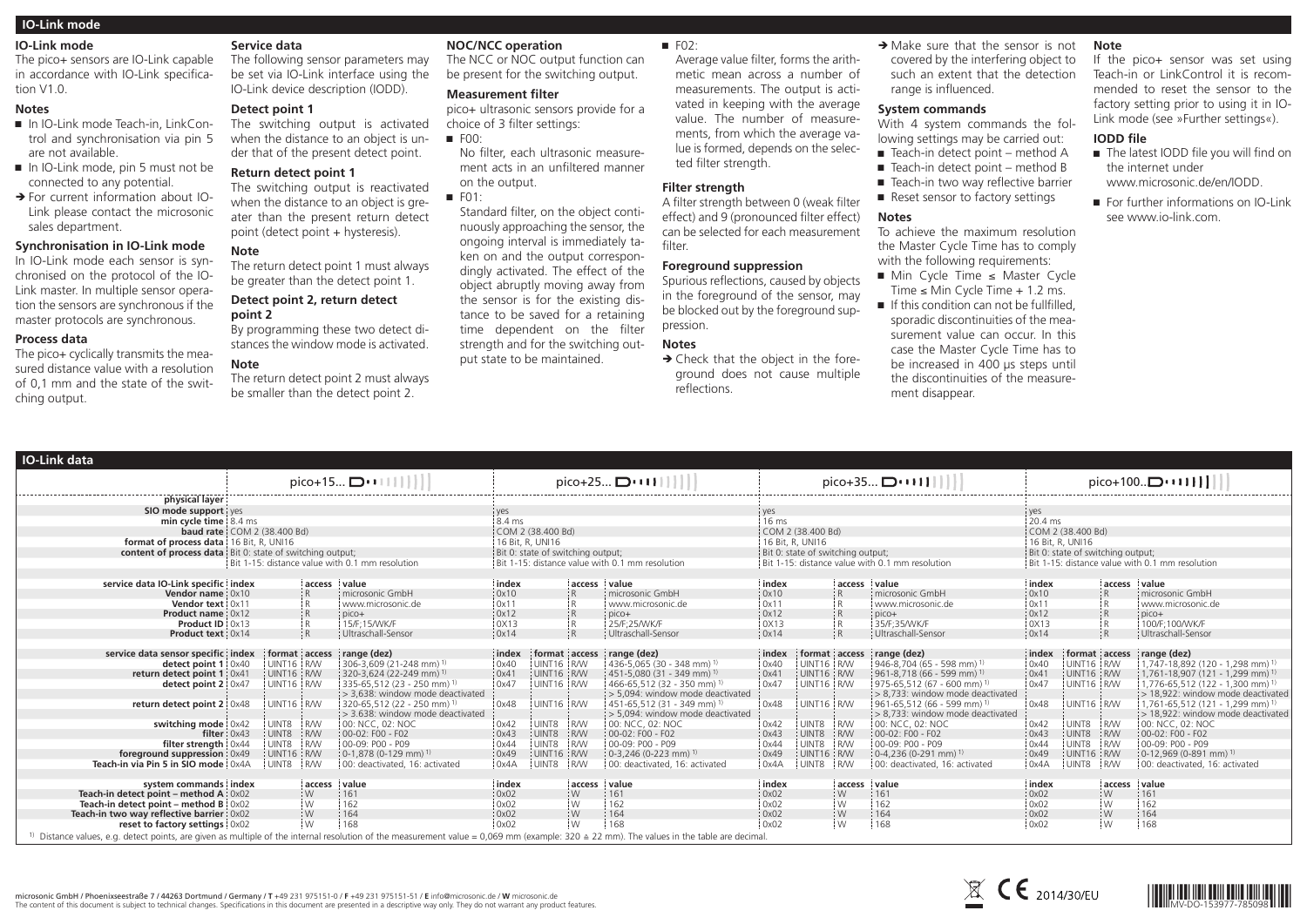## IO-Link mode

### IO-Link mode

The pico+ sensors are IO-Link capable in accordance with IO-Link specification V1.0.

### Notes

- In IO-Link mode Teach-in, LinkControl and synchronisation via pin 5 are not available.
- In IO-Link mode, pin 5 must not be connected to any potential.
- ➔ For current information about IO-Link please contact the microsonic sales department.

### Synchronisation in IO-Link mode

In IO-Link mode each sensor is synchronised on the protocol of the IO-Link master. In multiple sensor operation the sensors are synchronous if the master protocols are synchronous.

### Process data

The pico+ cyclically transmits the measured distance value with a resolution of 0,1 mm and the state of the switching output.

### Service data

The following sensor parameters may be set via IO-Link interface using the IO-Link device description (IODD).

### Detect point 1

The switching output is activated when the distance to an object is under that of the present detect point.

### Return detect point 1

The switching output is reactivated when the distance to an object is greater than the present return detect point (detect point + hysteresis).

### Note

The return detect point 1 must always be greater than the detect point 1.

### Detect point 2, return detect point 2

By programming these two detect distances the window mode is activated.

### Note

The return detect point 2 must always be smaller than the detect point 2.

### NOC/NCC operation

The NCC or NOC output function can be present for the switching output.

### Measurement filter

pico+ ultrasonic sensors provide for a choice of 3 filter settings:

- F00:
  No filter, each ultrasonic measurement acts in an unfiltered manner on the output.
- F01:
  Standard filter, on the object continuously approaching the sensor, the ongoing interval is immediately taken on and the output correspondingly activated. The effect of the object abruptly moving away from the sensor is for the existing distance to be saved for a retaining time dependent on the filter strength and for the switching output state to be maintained.
- F02:
  Average value filter, forms the arithmetic mean across a number of measurements. The output is activated in keeping with the average value. The number of measurements, from which the average value is formed, depends on the selected filter strength.

### Filter strength

A filter strength between 0 (weak filter effect) and 9 (pronounced filter effect) can be selected for each measurement filter.

### Foreground suppression

Spurious reflections, caused by objects in the foreground of the sensor, may be blocked out by the foreground suppression.

### Notes

- ➔ Check that the object in the foreground does not cause multiple reflections.
- ➔ Make sure that the sensor is not covered by the interfering object to such an extent that the detection range is influenced.

### System commands

With 4 system commands the following settings may be carried out:

- Teach-in detect point – method A
- Teach-in detect point – method B
- Teach-in two way reflective barrier
- Reset sensor to factory settings

### Notes

To achieve the maximum resolution the Master Cycle Time has to comply with the following requirements:

- Min Cycle Time ≤ Master Cycle Time ≤ Min Cycle Time + 1.2 ms.
- If this condition can not be fullfilled, sporadic discontinuities of the measurement value can occur. In this case the Master Cycle Time has to be increased in 400 µs steps until the discontinuities of the measurement disappear.

### Note

If the pico+ sensor was set using Teach-in or LinkControl it is recommended to reset the sensor to the factory setting prior to using it in IO-Link mode (see »Further settings«).

### IODD file

- The latest IODD file you will find on the internet under www.microsonic.de/en/IODD.
- For further informations on IO-Link see www.io-link.com.

## IO-Link data

| | pico+15... | | | | pico+25... | | | | pico+35... | | | | pico+100... | | | |
|---|---|---|---|---|---|---|---|---|---|---|---|---|---|---|---|---|
| **physical layer** | | | | | | | | | | | | | | | | |
| **SIO mode support** | yes | | | | yes | | | | yes | | | | yes | | | |
| **min cycle time** | 8.4 ms | | | | 8.4 ms | | | | 16 ms | | | | 20.4 ms | | | |
| **baud rate** | COM 2 (38.400 Bd) | | | | COM 2 (38.400 Bd) | | | | COM 2 (38.400 Bd) | | | | COM 2 (38.400 Bd) | | | |
| **format of process data** | 16 Bit, R, UNI16 | | | | 16 Bit, R, UNI16 | | | | 16 Bit, R, UNI16 | | | | 16 Bit, R, UNI16 | | | |
| **content of process data** | Bit 0: state of switching output; | | | | Bit 0: state of switching output; | | | | Bit 0: state of switching output; | | | | Bit 0: state of switching output; | | | |
| | Bit 1-15: distance value with 0.1 mm resolution | | | | Bit 1-15: distance value with 0.1 mm resolution | | | | Bit 1-15: distance value with 0.1 mm resolution | | | | Bit 1-15: distance value with 0.1 mm resolution | | | |
| **service data IO-Link specific** | index | | access | value | index | | access | value | index | | access | value | index | | access | value |
| **Vendor name** | 0x10 | | R | microsonic GmbH | 0x10 | | R | microsonic GmbH | 0x10 | | R | microsonic GmbH | 0x10 | | R | microsonic GmbH |
| **Vendor text** | 0x11 | | R | www.microsonic.de | 0x11 | | R | www.microsonic.de | 0x11 | | R | www.microsonic.de | 0x11 | | R | www.microsonic.de |
| **Product name** | 0x12 | | R | pico+ | 0x12 | | R | pico+ | 0x12 | | R | pico+ | 0x12 | | R | pico+ |
| **Product ID** | 0x13 | | R | 15/F;15/WK/F | 0X13 | | R | 25/F;25/WK/F | 0X13 | | R | 35/F;35/WK/F | 0X13 | | R | 100/F;100/WK/F |
| **Product text** | 0x14 | | R | Ultraschall-Sensor | 0x14 | | R | Ultraschall-Sensor | 0x14 | | R | Ultraschall-Sensor | 0x14 | | R | Ultraschall-Sensor |
| **service data sensor specific** | index | format | access | range (dez) | index | format | access | range (dez) | index | format | access | range (dez) | index | format | access | range (dez) |
| **detect point 1** | 0x40 | UINT16 | R/W | 306-3,609 (21-248 mm) [1] | 0x40 | UINT16 | R/W | 436-5,065 (30 - 348 mm) [1] | 0x40 | UINT16 | R/W | 946-8,704 (65 - 598 mm) [1] | 0x40 | UINT16 | R/W | 1,747-18,892 (120 - 1,298 mm) [1] |
| **return detect point 1** | 0x41 | UINT16 | R/W | 320-3,624 (22-249 mm) [1] | 0x41 | UINT16 | R/W | 451-5,080 (31 - 349 mm) [1] | 0x41 | UINT16 | R/W | 961-8,718 (66 - 599 mm) [1] | 0x41 | UINT16 | R/W | 1,761-18,907 (121 - 1,299 mm) [1] |
| **detect point 2** | 0x47 | UINT16 | R/W | 335-65,512 (23 - 250 mm) [1] | 0x47 | UINT16 | R/W | 466-65,512 (32 - 350 mm) [1] | 0x47 | UINT16 | R/W | 975-65,512 (67 - 600 mm) [1] | 0x47 | UINT16 | R/W | 1,776-65,512 (122 - 1,300 mm) [1] |
| | | | | > 3,638: window mode deactivated | | | | > 5,094: window mode deactivated | | | | > 8,733: window mode deactivated | | | | > 18,922: window mode deactivated |
| **return detect point 2** | 0x48 | UINT16 | R/W | 320-65,512 (22 - 250 mm) [1] | 0x48 | UINT16 | R/W | 451-65,512 (31 - 349 mm) [1] | 0x48 | UINT16 | R/W | 961-65,512 (66 - 599 mm) [1] | 0x48 | UINT16 | R/W | 1,761-65,512 (121 - 1,299 mm) [1] |
| | | | | > 3.638: window mode deactivated | | | | > 5,094: window mode deactivated | | | | > 8,733: window mode deactivated | | | | > 18,922: window mode deactivated |
| **switching mode** | 0x42 | UINT8 | R/W | 00: NCC, 02: NOC | 0x42 | UINT8 | R/W | 00: NCC, 02: NOC | 0x42 | UINT8 | R/W | 00: NCC, 02: NOC | 0x42 | UINT8 | R/W | 00: NCC, 02: NOC |
| **filter** | 0x43 | UINT8 | R/W | 00-02: F00 - F02 | 0x43 | UINT8 | R/W | 00-02: F00 - F02 | 0x43 | UINT8 | R/W | 00-02: F00 - F02 | 0x43 | UINT8 | R/W | 00-02: F00 - F02 |
| **filter strength** | 0x44 | UINT8 | R/W | 00-09: P00 - P09 | 0x44 | UINT8 | R/W | 00-09: P00 - P09 | 0x44 | UINT8 | R/W | 00-09: P00 - P09 | 0x44 | UINT8 | R/W | 00-09: P00 - P09 |
| **foreground suppression** | 0x49 | UINT16 | R/W | 0-1,878 (0-129 mm) [1] | 0x49 | UINT16 | R/W | 0-3,246 (0-223 mm) [1] | 0x49 | UINT16 | R/W | 0-4,236 (0-291 mm) [1] | 0x49 | UINT16 | R/W | 0-12,969 (0-891 mm) [1] |
| **Teach-in via Pin 5 in SIO mode** | 0x4A | UINT8 | R/W | 00: deactivated, 16: activated | 0x4A | UINT8 | R/W | 00: deactivated, 16: activated | 0x4A | UINT8 | R/W | 00: deactivated, 16: activated | 0x4A | UINT8 | R/W | 00: deactivated, 16: activated |
| **system commands** | index | | access | value | index | | access | value | index | | access | value | index | | access | value |
| **Teach-in detect point – method A** | 0x02 | | W | 161 | 0x02 | | W | 161 | 0x02 | | W | 161 | 0x02 | | W | 161 |
| **Teach-in detect point – method B** | 0x02 | | W | 162 | 0x02 | | W | 162 | 0x02 | | W | 162 | 0x02 | | W | 162 |
| **Teach-in two way reflective barrier** | 0x02 | | W | 164 | 0x02 | | W | 164 | 0x02 | | W | 164 | 0x02 | | W | 164 |
| **reset to factory settings** | 0x02 | | W | 168 | 0x02 | | W | 168 | 0x02 | | W | 168 | 0x02 | | W | 168 |

[1] Distance values, e.g. detect points, are given as multiple of the internal resolution of the measurement value = 0,069 mm (example: 320 ≙ 22 mm). The values in the table are decimal.

microsonic GmbH / Phoenixseestraße 7 / 44263 Dortmund / Germany / **T** +49 231 975151-0 / **F** +49 231 975151-51 / **E** info@microsonic.de / **W** microsonic.de
The content of this document is subject to technical changes. Specifications in this document are presented in a descriptive way only. They do not warrant any product features.

2014/30/EU

MV-DO-153977-785098